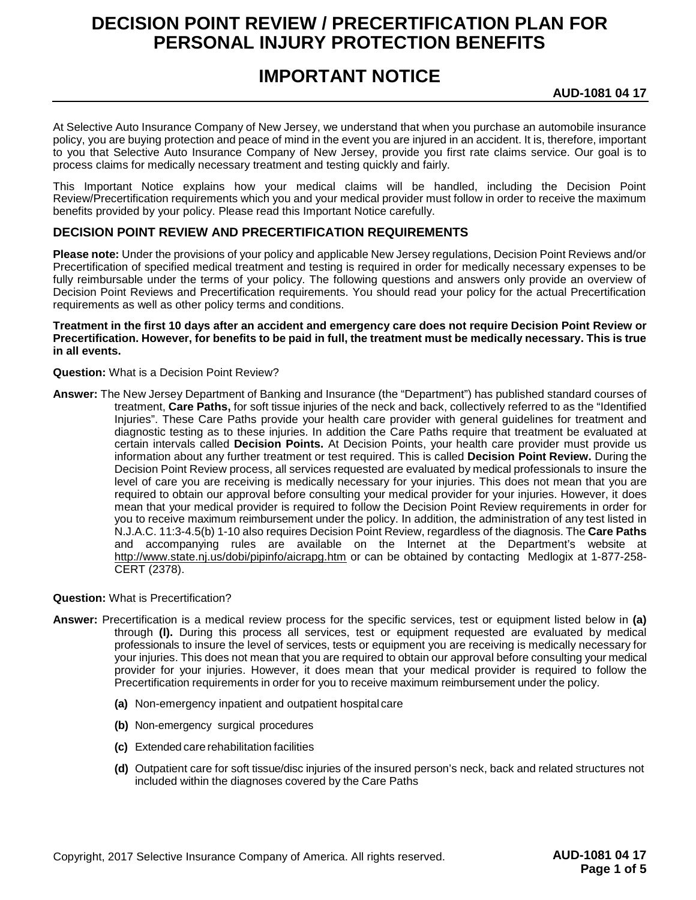# DECISION POINT REVIEW / PRECERTIFICATION PLAN FOR PERSONAL INJURY PROTECTION BENEFITS

## IMPORTANT NOTICE

**AUD-1081 04 17**

At Selective Auto Insurance Company of New Jersey, we understand that when you purchase an automobile insurance policy, you are buying protection and peace of mind in the event you are injured in an accident. It is, therefore, important to you that Selective Auto Insurance Company of New Jersey, provide you first rate claims service. Our goal is to process claims for medically necessary treatment and testing quickly and fairly.

This Important Notice explains how your medical claims will be handled, including the Decision Point Review/Precertification requirements which you and your medical provider must follow in order to receive the maximum benefits provided by your policy. Please read this Important Notice carefully.

### DECISION POINT REVIEW AND PRECERTIFICATION REQUIREMENTS

**Please note:** Under the provisions of your policy and applicable New Jersey regulations, Decision Point Reviews and/or Precertification of specified medical treatment and testing is required in order for medically necessary expenses to be fully reimbursable under the terms of your policy. The following questions and answers only provide an overview of Decision Point Reviews and Precertification requirements. You should read your policy for the actual Precertification requirements as well as other policy terms and conditions.

**Treatment in the first 10 days after an accident and emergency care does not require Decision Point Review or Precertification. However, for benefits to be paid in full, the treatment must be medically necessary. This is true in all events.**

**Question:** What is a Decision Point Review?

**Answer:** The New Jersey Department of Banking and Insurance (the "Department") has published standard courses of treatment, **Care Paths,** for soft tissue injuries of the neck and back, collectively referred to as the "Identified Injuries". These Care Paths provide your health care provider with general guidelines for treatment and diagnostic testing as to these injuries. In addition the Care Paths require that treatment be evaluated at certain intervals called **Decision Points.** At Decision Points, your health care provider must provide us information about any further treatment or test required. This is called **Decision Point Review.** During the Decision Point Review process, all services requested are evaluated by medical professionals to insure the level of care you are receiving is medically necessary for your injuries. This does not mean that you are required to obtain our approval before consulting your medical provider for your injuries. However, it does mean that your medical provider is required to follow the Decision Point Review requirements in order for you to receive maximum reimbursement under the policy. In addition, the administration of any test listed in N.J.A.C. 11:3-4.5(b) 1-10 also requires Decision Point Review, regardless of the diagnosis. The **Care Paths** and accompanying rules are available on the Internet at the Department's website at http://www.state.nj.us/dobi/pipinfo/aicrapg.htm or can be obtained by contacting Medlogix at 1-877-258-CERT (2378).

**Question:** What is Precertification?

**Answer:** Precertification is a medical review process for the specific services, test or equipment listed below in **(a)** through **(l).** During this process all services, test or equipment requested are evaluated by medical professionals to insure the level of services, tests or equipment you are receiving is medically necessary for your injuries. This does not mean that you are required to obtain our approval before consulting your medical provider for your injuries. However, it does mean that your medical provider is required to follow the Precertification requirements in order for you to receive maximum reimbursement under the policy.

- **(a)** Non-emergency inpatient and outpatient hospital care
- **(b)** Non-emergency surgical procedures
- **(c)** Extended care rehabilitation facilities
- **(d)** Outpatient care for soft tissue/disc injuries of the insured person's neck, back and related structures not included within the diagnoses covered by the Care Paths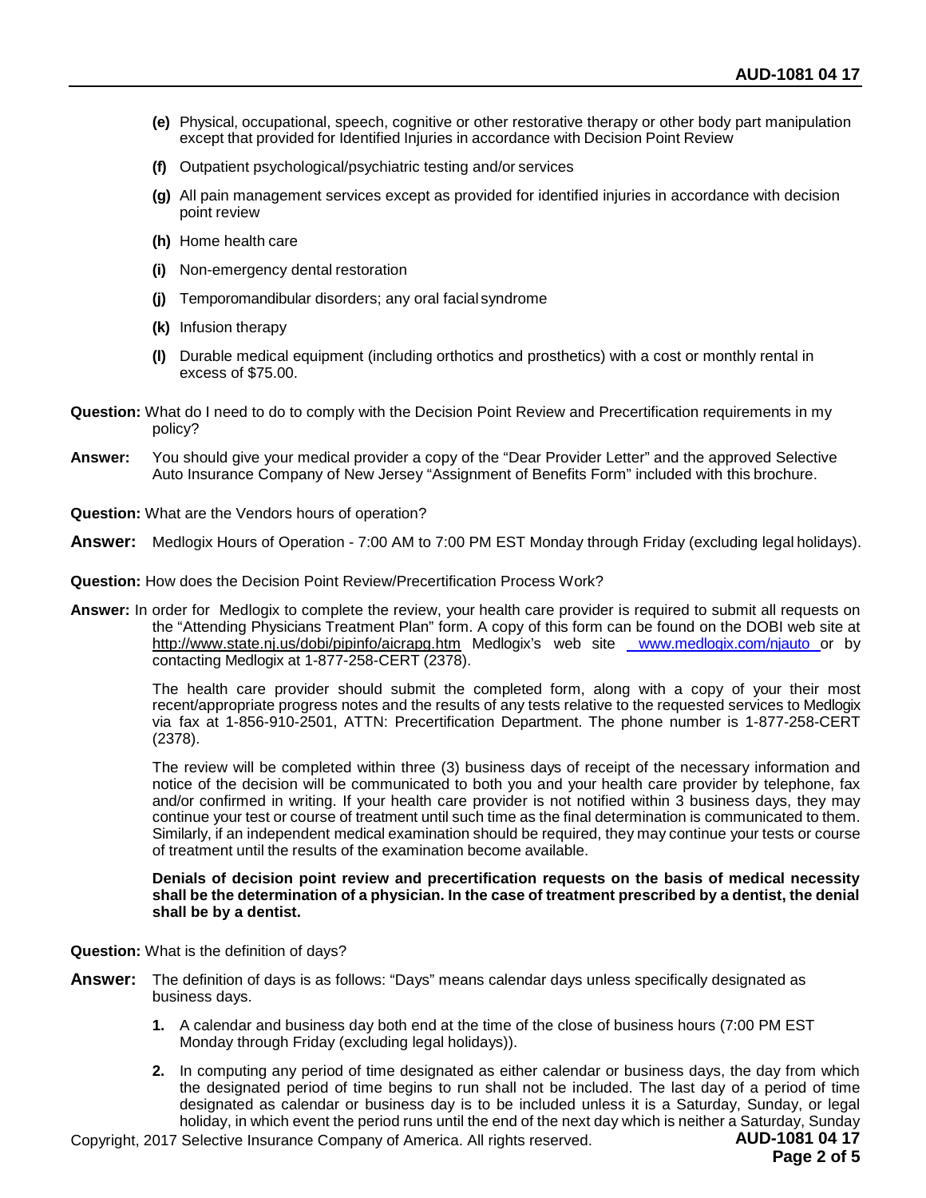**(e)** Physical, occupational, speech, cognitive or other restorative therapy or other body part manipulation except that provided for Identified Injuries in accordance with Decision Point Review

**(f)** Outpatient psychological/psychiatric testing and/or services

**(g)** All pain management services except as provided for identified injuries in accordance with decision point review

**(h)** Home health care

**(i)** Non-emergency dental restoration

**(j)** Temporomandibular disorders; any oral facial syndrome

**(k)** Infusion therapy

**(l)** Durable medical equipment (including orthotics and prosthetics) with a cost or monthly rental in excess of $75.00.

**Question:** What do I need to do to comply with the Decision Point Review and Precertification requirements in my policy?

**Answer:** You should give your medical provider a copy of the “Dear Provider Letter” and the approved Selective Auto Insurance Company of New Jersey “Assignment of Benefits Form” included with this brochure.

**Question:** What are the Vendors hours of operation?

**Answer:** Medlogix Hours of Operation - 7:00 AM to 7:00 PM EST Monday through Friday (excluding legal holidays).

**Question:** How does the Decision Point Review/Precertification Process Work?

**Answer:** In order for Medlogix to complete the review, your health care provider is required to submit all requests on the “Attending Physicians Treatment Plan” form. A copy of this form can be found on the DOBI web site at http://www.state.nj.us/dobi/pipinfo/aicrapg.htm Medlogix’s web site www.medlogix.com/njauto or by contacting Medlogix at 1-877-258-CERT (2378).

The health care provider should submit the completed form, along with a copy of your their most recent/appropriate progress notes and the results of any tests relative to the requested services to Medlogix via fax at 1-856-910-2501, ATTN: Precertification Department. The phone number is 1-877-258-CERT (2378).

The review will be completed within three (3) business days of receipt of the necessary information and notice of the decision will be communicated to both you and your health care provider by telephone, fax and/or confirmed in writing. If your health care provider is not notified within 3 business days, they may continue your test or course of treatment until such time as the final determination is communicated to them. Similarly, if an independent medical examination should be required, they may continue your tests or course of treatment until the results of the examination become available.

**Denials of decision point review and precertification requests on the basis of medical necessity shall be the determination of a physician. In the case of treatment prescribed by a dentist, the denial shall be by a dentist.**

**Question:** What is the definition of days?

**Answer:** The definition of days is as follows: “Days” means calendar days unless specifically designated as business days.

1. A calendar and business day both end at the time of the close of business hours (7:00 PM EST Monday through Friday (excluding legal holidays)).

2. In computing any period of time designated as either calendar or business days, the day from which the designated period of time begins to run shall not be included. The last day of a period of time designated as calendar or business day is to be included unless it is a Saturday, Sunday, or legal holiday, in which event the period runs until the end of the next day which is neither a Saturday, Sunday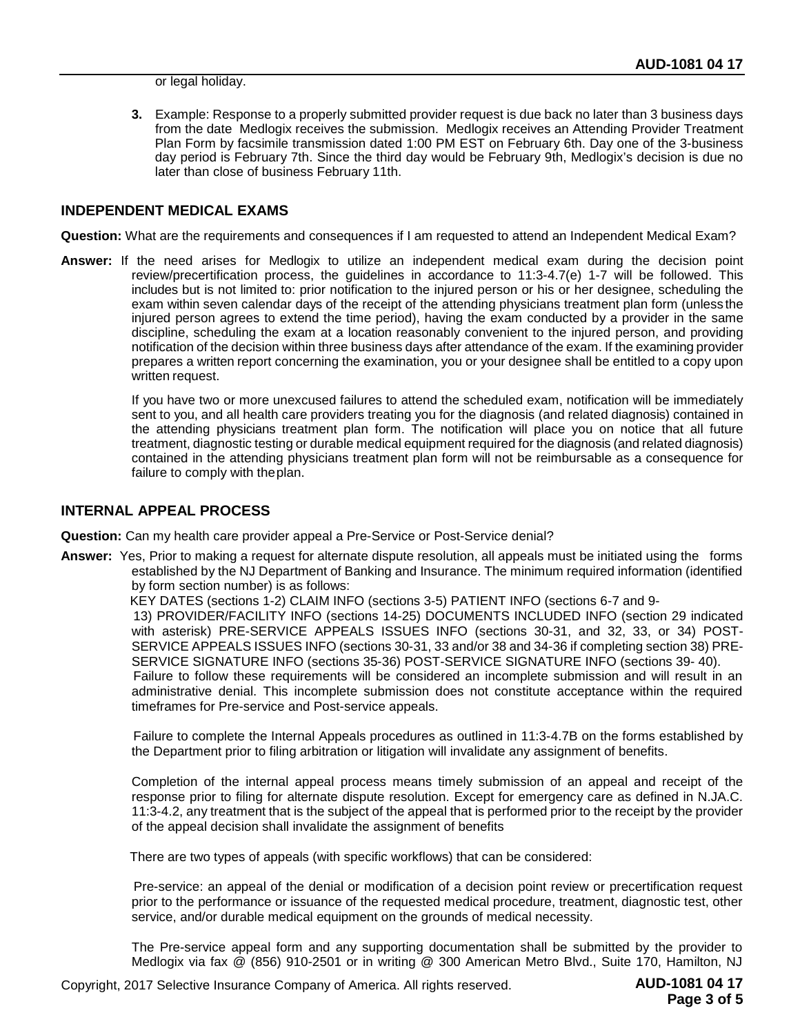or legal holiday.

3. Example: Response to a properly submitted provider request is due back no later than 3 business days from the date Medlogix receives the submission. Medlogix receives an Attending Provider Treatment Plan Form by facsimile transmission dated 1:00 PM EST on February 6th. Day one of the 3-business day period is February 7th. Since the third day would be February 9th, Medlogix's decision is due no later than close of business February 11th.

## INDEPENDENT MEDICAL EXAMS

**Question:** What are the requirements and consequences if I am requested to attend an Independent Medical Exam?

**Answer:** If the need arises for Medlogix to utilize an independent medical exam during the decision point review/precertification process, the guidelines in accordance to 11:3-4.7(e) 1-7 will be followed. This includes but is not limited to: prior notification to the injured person or his or her designee, scheduling the exam within seven calendar days of the receipt of the attending physicians treatment plan form (unless the injured person agrees to extend the time period), having the exam conducted by a provider in the same discipline, scheduling the exam at a location reasonably convenient to the injured person, and providing notification of the decision within three business days after attendance of the exam. If the examining provider prepares a written report concerning the examination, you or your designee shall be entitled to a copy upon written request.

If you have two or more unexcused failures to attend the scheduled exam, notification will be immediately sent to you, and all health care providers treating you for the diagnosis (and related diagnosis) contained in the attending physicians treatment plan form. The notification will place you on notice that all future treatment, diagnostic testing or durable medical equipment required for the diagnosis (and related diagnosis) contained in the attending physicians treatment plan form will not be reimbursable as a consequence for failure to comply with the plan.

## INTERNAL APPEAL PROCESS

**Question:** Can my health care provider appeal a Pre-Service or Post-Service denial?

**Answer:** Yes, Prior to making a request for alternate dispute resolution, all appeals must be initiated using the forms established by the NJ Department of Banking and Insurance. The minimum required information (identified by form section number) is as follows:

KEY DATES (sections 1-2) CLAIM INFO (sections 3-5) PATIENT INFO (sections 6-7 and 9-13) PROVIDER/FACILITY INFO (sections 14-25) DOCUMENTS INCLUDED INFO (section 29 indicated with asterisk) PRE-SERVICE APPEALS ISSUES INFO (sections 30-31, and 32, 33, or 34) POST-SERVICE APPEALS ISSUES INFO (sections 30-31, 33 and/or 38 and 34-36 if completing section 38) PRE-SERVICE SIGNATURE INFO (sections 35-36) POST-SERVICE SIGNATURE INFO (sections 39- 40).

Failure to follow these requirements will be considered an incomplete submission and will result in an administrative denial. This incomplete submission does not constitute acceptance within the required timeframes for Pre-service and Post-service appeals.

Failure to complete the Internal Appeals procedures as outlined in 11:3-4.7B on the forms established by the Department prior to filing arbitration or litigation will invalidate any assignment of benefits.

Completion of the internal appeal process means timely submission of an appeal and receipt of the response prior to filing for alternate dispute resolution. Except for emergency care as defined in N.JA.C. 11:3-4.2, any treatment that is the subject of the appeal that is performed prior to the receipt by the provider of the appeal decision shall invalidate the assignment of benefits

There are two types of appeals (with specific workflows) that can be considered:

Pre-service: an appeal of the denial or modification of a decision point review or precertification request prior to the performance or issuance of the requested medical procedure, treatment, diagnostic test, other service, and/or durable medical equipment on the grounds of medical necessity.

The Pre-service appeal form and any supporting documentation shall be submitted by the provider to Medlogix via fax @ (856) 910-2501 or in writing @ 300 American Metro Blvd., Suite 170, Hamilton, NJ

Copyright, 2017 Selective Insurance Company of America. All rights reserved.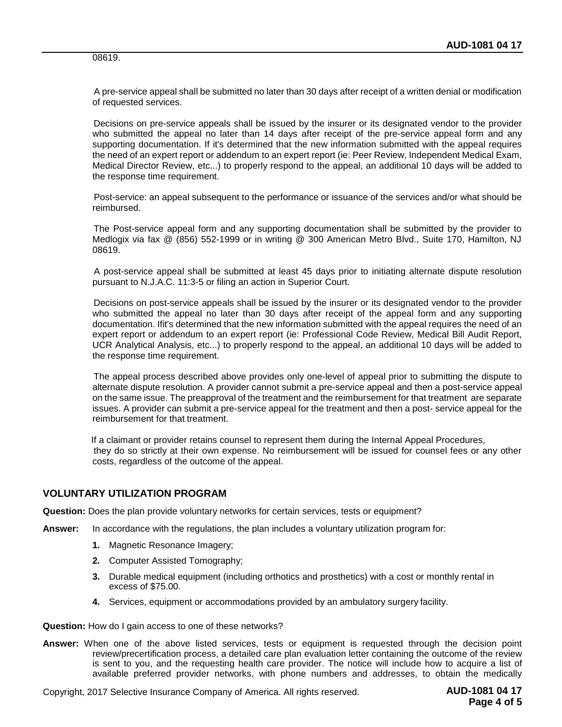08619.

A pre-service appeal shall be submitted no later than 30 days after receipt of a written denial or modification of requested services.

Decisions on pre-service appeals shall be issued by the insurer or its designated vendor to the provider who submitted the appeal no later than 14 days after receipt of the pre-service appeal form and any supporting documentation. If it's determined that the new information submitted with the appeal requires the need of an expert report or addendum to an expert report (ie: Peer Review, Independent Medical Exam, Medical Director Review, etc...) to properly respond to the appeal, an additional 10 days will be added to the response time requirement.

Post-service: an appeal subsequent to the performance or issuance of the services and/or what should be reimbursed.

The Post-service appeal form and any supporting documentation shall be submitted by the provider to Medlogix via fax @ (856) 552-1999 or in writing @ 300 American Metro Blvd., Suite 170, Hamilton, NJ 08619.

A post-service appeal shall be submitted at least 45 days prior to initiating alternate dispute resolution pursuant to N.J.A.C. 11:3-5 or filing an action in Superior Court.

Decisions on post-service appeals shall be issued by the insurer or its designated vendor to the provider who submitted the appeal no later than 30 days after receipt of the appeal form and any supporting documentation. Ifit's determined that the new information submitted with the appeal requires the need of an expert report or addendum to an expert report (ie: Professional Code Review, Medical Bill Audit Report, UCR Analytical Analysis, etc...) to properly respond to the appeal, an additional 10 days will be added to the response time requirement.

The appeal process described above provides only one-level of appeal prior to submitting the dispute to alternate dispute resolution. A provider cannot submit a pre-service appeal and then a post-service appeal on the same issue. The preapproval of the treatment and the reimbursement for that treatment are separate issues. A provider can submit a pre-service appeal for the treatment and then a post- service appeal for the reimbursement for that treatment.

If a claimant or provider retains counsel to represent them during the Internal Appeal Procedures, they do so strictly at their own expense. No reimbursement will be issued for counsel fees or any other costs, regardless of the outcome of the appeal.

## VOLUNTARY UTILIZATION PROGRAM

**Question:** Does the plan provide voluntary networks for certain services, tests or equipment?

**Answer:** In accordance with the regulations, the plan includes a voluntary utilization program for:

1. Magnetic Resonance Imagery;
2. Computer Assisted Tomography;
3. Durable medical equipment (including orthotics and prosthetics) with a cost or monthly rental in excess of $75.00.
4. Services, equipment or accommodations provided by an ambulatory surgery facility.

**Question:** How do I gain access to one of these networks?

**Answer:** When one of the above listed services, tests or equipment is requested through the decision point review/precertification process, a detailed care plan evaluation letter containing the outcome of the review is sent to you, and the requesting health care provider. The notice will include how to acquire a list of available preferred provider networks, with phone numbers and addresses, to obtain the medically

Copyright, 2017 Selective Insurance Company of America. All rights reserved.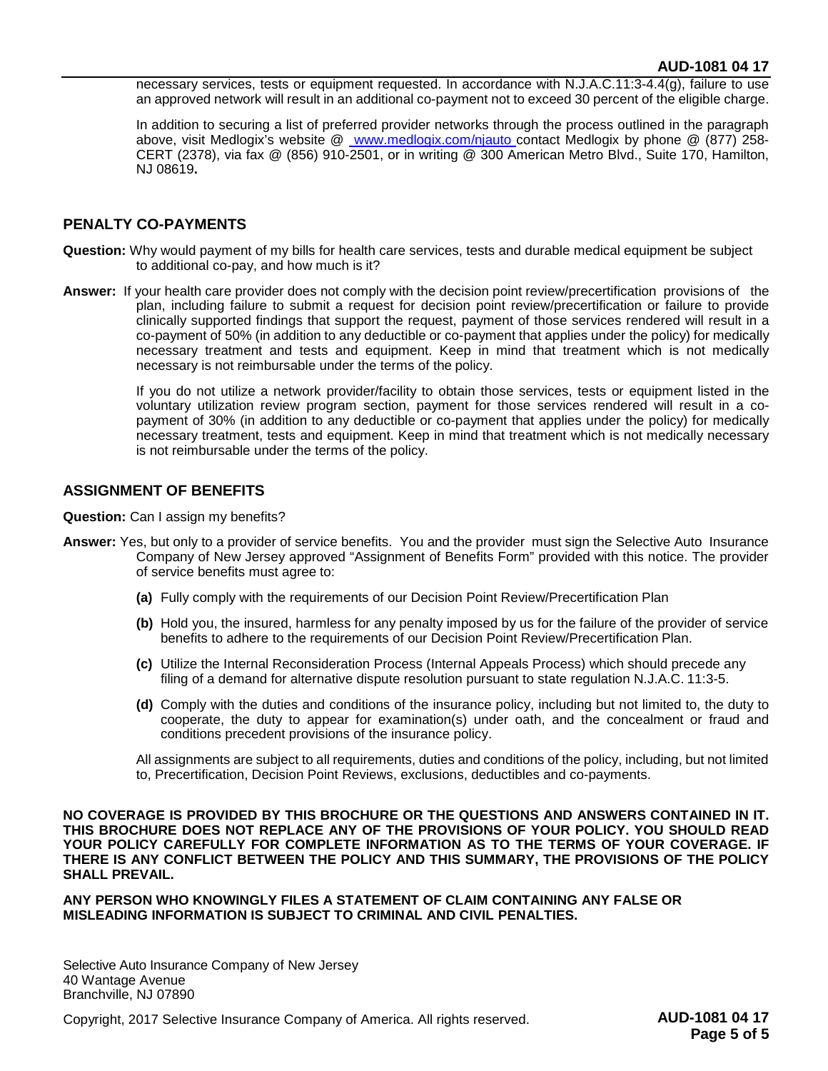necessary services, tests or equipment requested. In accordance with N.J.A.C.11:3-4.4(g), failure to use an approved network will result in an additional co-payment not to exceed 30 percent of the eligible charge.

In addition to securing a list of preferred provider networks through the process outlined in the paragraph above, visit Medlogix's website @ www.medlogix.com/njauto contact Medlogix by phone @ (877) 258-CERT (2378), via fax @ (856) 910-2501, or in writing @ 300 American Metro Blvd., Suite 170, Hamilton, NJ 08619**.**

## PENALTY CO-PAYMENTS

**Question:** Why would payment of my bills for health care services, tests and durable medical equipment be subject to additional co-pay, and how much is it?

**Answer:** If your health care provider does not comply with the decision point review/precertification provisions of the plan, including failure to submit a request for decision point review/precertification or failure to provide clinically supported findings that support the request, payment of those services rendered will result in a co-payment of 50% (in addition to any deductible or co-payment that applies under the policy) for medically necessary treatment and tests and equipment. Keep in mind that treatment which is not medically necessary is not reimbursable under the terms of the policy.

If you do not utilize a network provider/facility to obtain those services, tests or equipment listed in the voluntary utilization review program section, payment for those services rendered will result in a co-payment of 30% (in addition to any deductible or co-payment that applies under the policy) for medically necessary treatment, tests and equipment. Keep in mind that treatment which is not medically necessary is not reimbursable under the terms of the policy.

## ASSIGNMENT OF BENEFITS

**Question:** Can I assign my benefits?

**Answer:** Yes, but only to a provider of service benefits. You and the provider must sign the Selective Auto Insurance Company of New Jersey approved "Assignment of Benefits Form" provided with this notice. The provider of service benefits must agree to:

**(a)** Fully comply with the requirements of our Decision Point Review/Precertification Plan

**(b)** Hold you, the insured, harmless for any penalty imposed by us for the failure of the provider of service benefits to adhere to the requirements of our Decision Point Review/Precertification Plan.

**(c)** Utilize the Internal Reconsideration Process (Internal Appeals Process) which should precede any filing of a demand for alternative dispute resolution pursuant to state regulation N.J.A.C. 11:3-5.

**(d)** Comply with the duties and conditions of the insurance policy, including but not limited to, the duty to cooperate, the duty to appear for examination(s) under oath, and the concealment or fraud and conditions precedent provisions of the insurance policy.

All assignments are subject to all requirements, duties and conditions of the policy, including, but not limited to, Precertification, Decision Point Reviews, exclusions, deductibles and co-payments.

**NO COVERAGE IS PROVIDED BY THIS BROCHURE OR THE QUESTIONS AND ANSWERS CONTAINED IN IT. THIS BROCHURE DOES NOT REPLACE ANY OF THE PROVISIONS OF YOUR POLICY. YOU SHOULD READ YOUR POLICY CAREFULLY FOR COMPLETE INFORMATION AS TO THE TERMS OF YOUR COVERAGE. IF THERE IS ANY CONFLICT BETWEEN THE POLICY AND THIS SUMMARY, THE PROVISIONS OF THE POLICY SHALL PREVAIL.**

**ANY PERSON WHO KNOWINGLY FILES A STATEMENT OF CLAIM CONTAINING ANY FALSE OR MISLEADING INFORMATION IS SUBJECT TO CRIMINAL AND CIVIL PENALTIES.**

Selective Auto Insurance Company of New Jersey
40 Wantage Avenue
Branchville, NJ 07890

Copyright, 2017 Selective Insurance Company of America. All rights reserved.